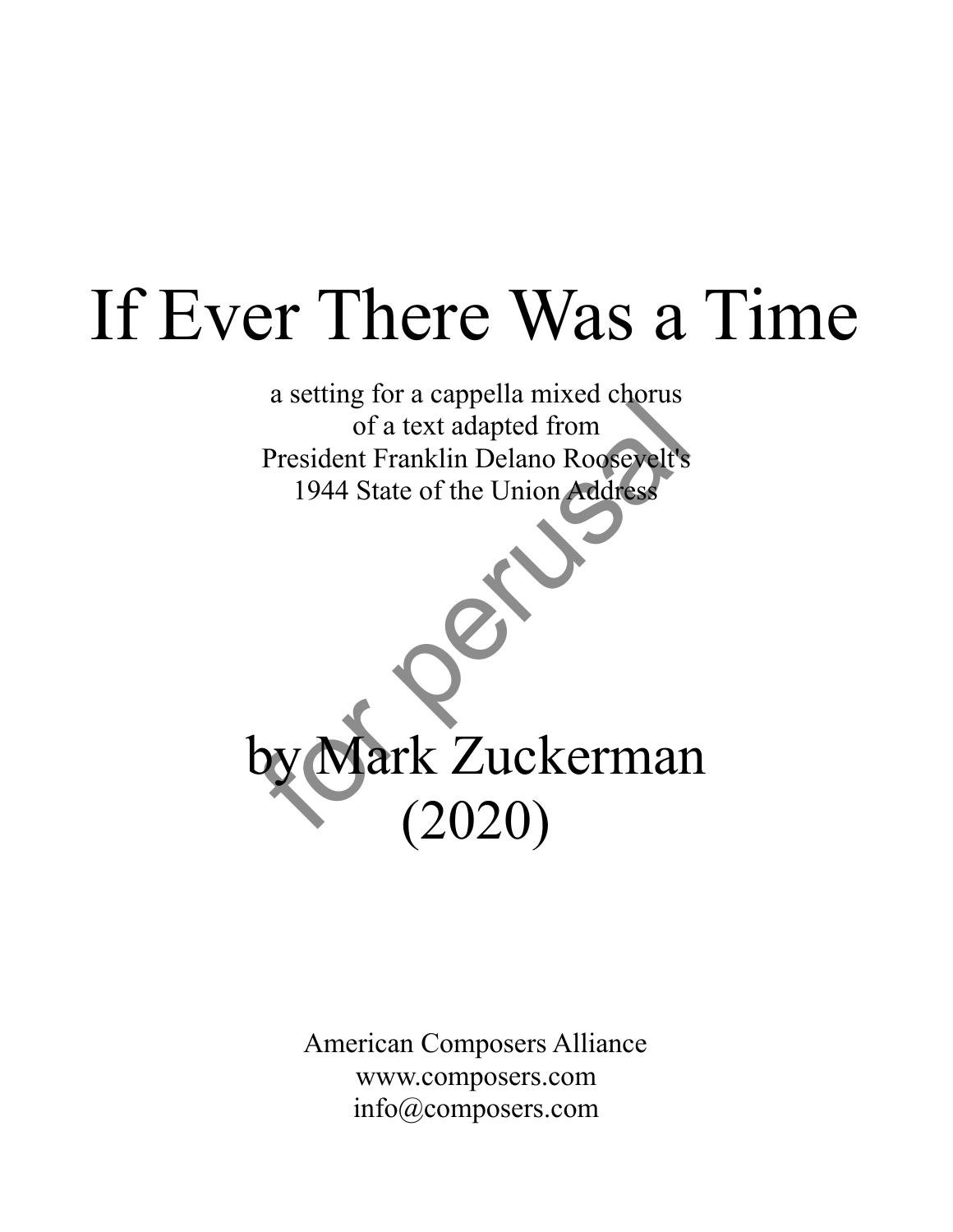# If Ever There Was a Time

a setting for a cappella mixed chorus
of a text adapted from
President Franklin Delano Roosevelt's
1944 State of the Union Address

for perusal

## by Mark Zuckerman
## (2020)

American Composers Alliance
www.composers.com
info@composers.com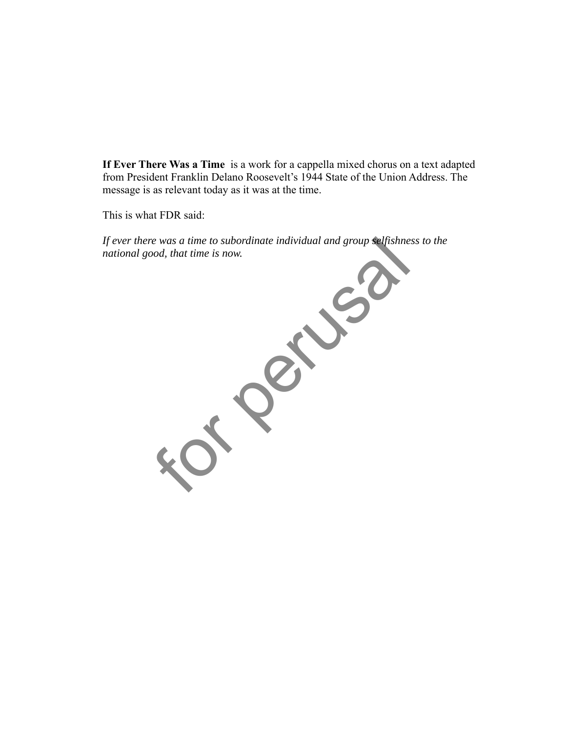**If Ever There Was a Time** is a work for a cappella mixed chorus on a text adapted from President Franklin Delano Roosevelt's 1944 State of the Union Address. The message is as relevant today as it was at the time.

This is what FDR said:

*If ever there was a time to subordinate individual and group selfishness to the national good, that time is now.*

for perusal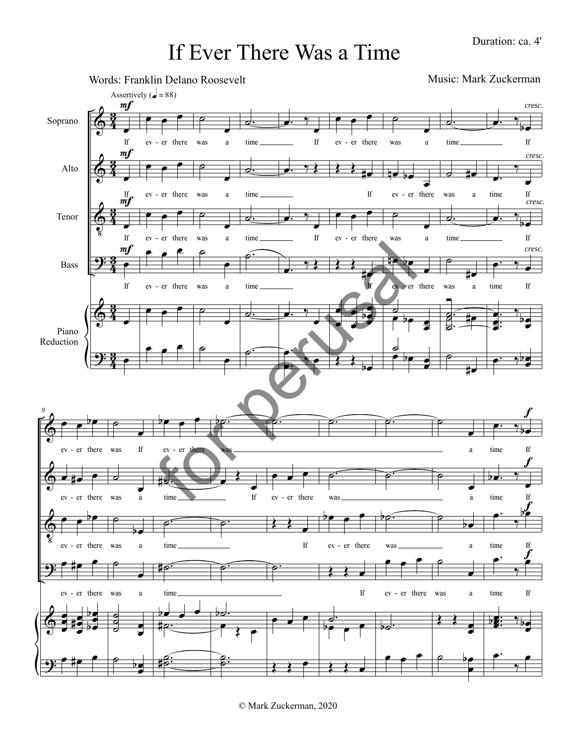Duration: ca. 4'

# If Ever There Was a Time

Words: Franklin Delano Roosevelt

Music: Mark Zuckerman

Assertively (♩ = 88)

Soprano: If ev - er there was a time If ev - er there was a time If ev - er there was If ev - er there was a time If

Alto: If ev - er there was a time If ev - er there was a time If ev - er there was a time If ev - er there was a time If

Tenor: If ev - er there was a time If ev - er there was a time If ev - er there was a time If ev - er there was a time If

Bass: If ev - er there was a time If ev - er there was a time If ev - er there was a time If ev - er there was a time If

Piano Reduction

for perusal

© Mark Zuckerman, 2020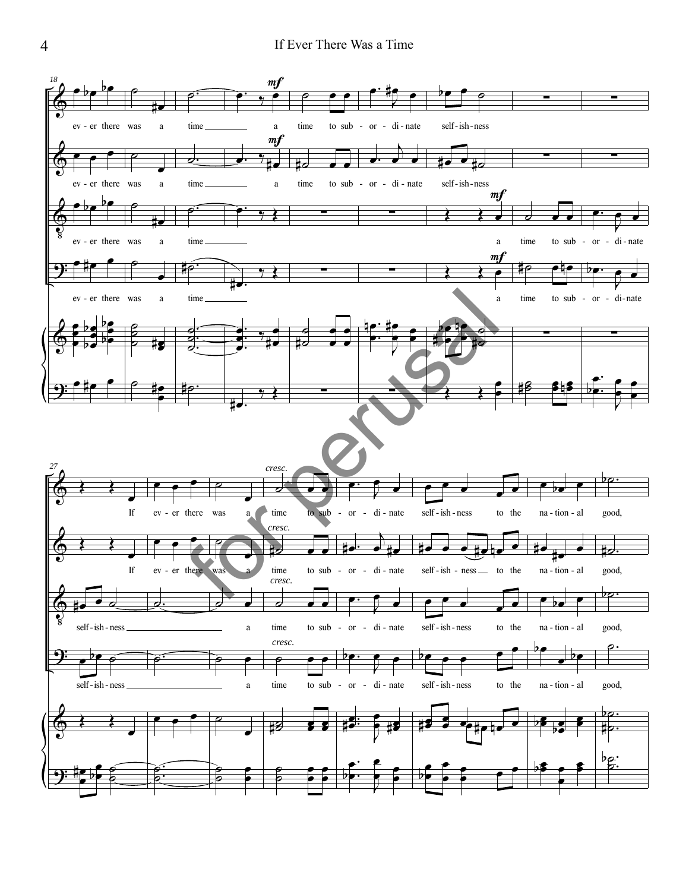18

ev - er there was a time a time to sub - or - di - nate self - ish - ness

ev - er there was a time a time to sub - or - di - nate self - ish - ness

ev - er there was a time a time to sub - or - di - nate

ev - er there was a time a time to sub - or - di - nate

27

If ev - er there was a time to sub - or - di - nate self - ish - ness to the na - tion - al good,

If ev - er there was a time to sub - or - di - nate self - ish - ness to the na - tion - al good,

self - ish - ness a time to sub - or - di - nate self - ish - ness to the na - tion - al good,

self - ish - ness a time to sub - or - di - nate self - ish - ness to the na - tion - al good,

for perusal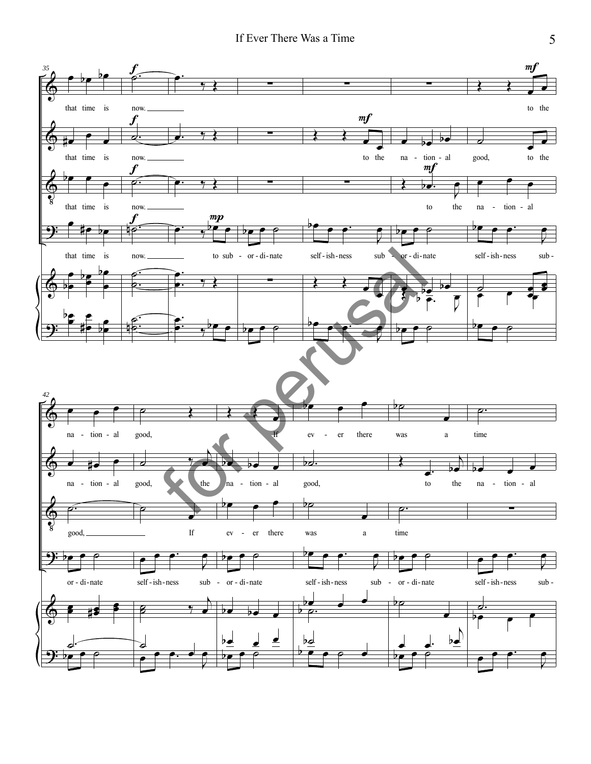35

that time is now. to the

that time is now. to the na - tion - al good, to the

that time is now. to the na - tion - al

that time is now. to sub - or - di - nate self - ish - ness sub - or - di - nate self - ish - ness sub -

42

na - tion - al good, If ev - er there was a time

na - tion - al good, the na - tion - al good, to the na - tion - al

good, If ev - er there was a time

or - di - nate self - ish - ness sub - or - di - nate self - ish - ness sub - or - di - nate self - ish - ness sub -

for perusal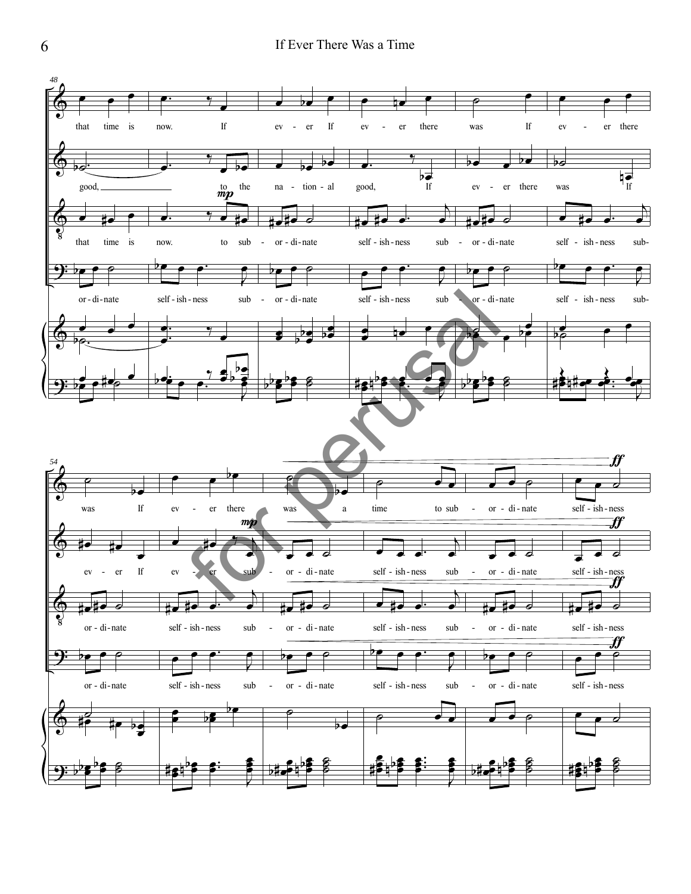48

that time is now. If ev - er If ev - er there was If ev - er there

good, to the na - tion - al good, If ev - er there was If

*mp*

that time is now. to sub - or - di - nate self - ish - ness sub - or - di - nate self - ish - ness sub-

or - di - nate self - ish - ness sub - or - di - nate self - ish - ness sub - or - di - nate self - ish - ness sub-

54

*ff*

was If ev - er there was a time to sub - or - di - nate self - ish - ness

*mp* *ff*

ev - er If ev - er sub - or - di - nate self - ish - ness sub - or - di - nate self - ish - ness

*ff*

or - di - nate self - ish - ness sub - or - di - nate self - ish - ness sub - or - di - nate self - ish - ness

*ff*

or - di - nate self - ish - ness sub - or - di - nate self - ish - ness sub - or - di - nate self - ish - ness

for perusal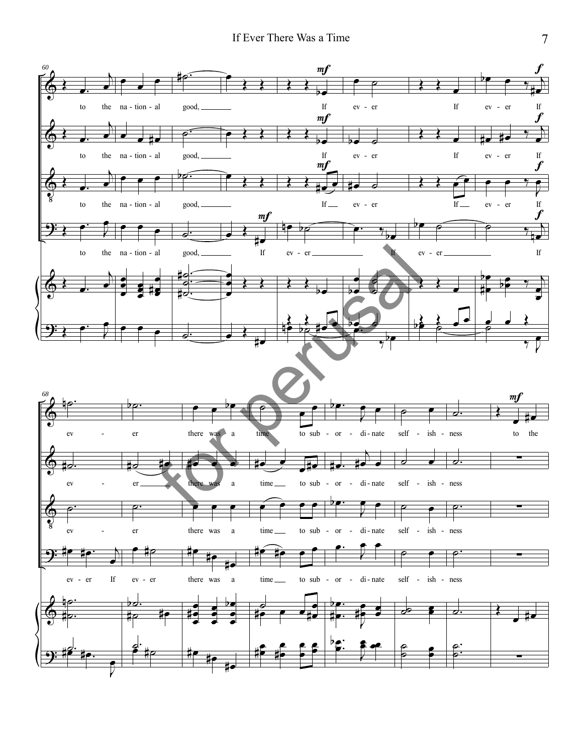to the na - tion - al good, If ev - er If ev - er If

to the na - tion - al good, If ev - er If ev - er If

to the na - tion - al good, If ev - er If ev - er If

to the na - tion - al good, If ev - er If ev - er If

ev - er there was a time to sub - or - di - nate self - ish - ness to the

ev - er there was a time to sub - or - di - nate self - ish - ness

ev - er there was a time to sub - or - di - nate self - ish - ness

ev - er If ev - er there was a time to sub - or - di - nate self - ish - ness

for perusal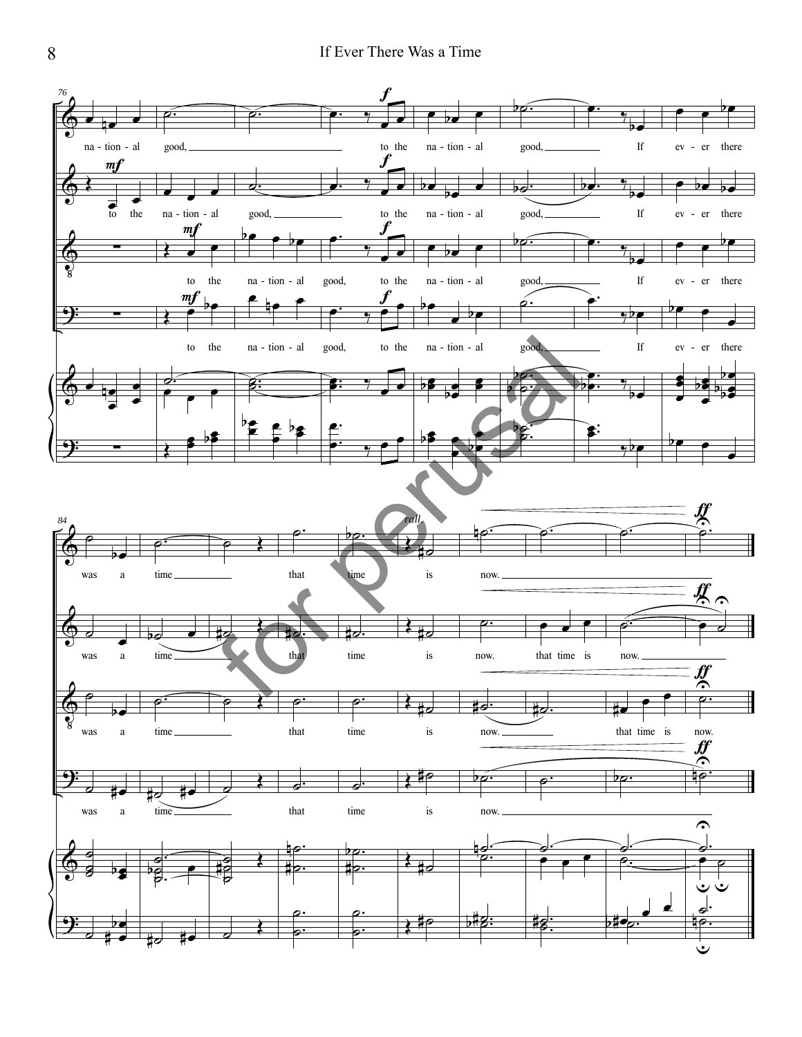76

na - tion - al good, to the na - tion - al good, If ev - er there

to the na - tion - al good, to the na - tion - al good, If ev - er there

to the na - tion - al good, to the na - tion - al good, If ev - er there

to the na - tion - al good, to the na - tion - al good, If ev - er there

84

*rall.*

was a time that time is now.

was a time that time is now. that time is now.

was a time that time is now. that time is now.

was a time that time is now.

for perusal